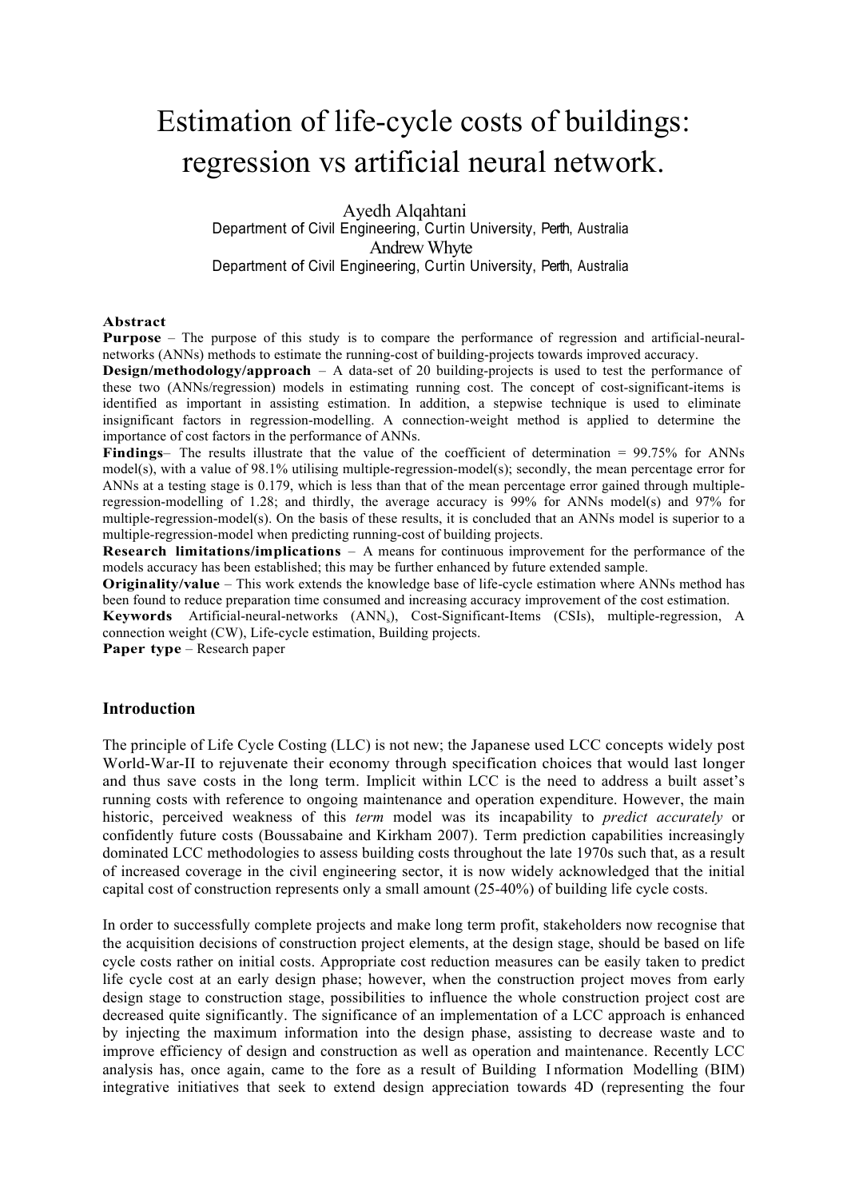# Estimation of life-cycle costs of buildings: regression vs artificial neural network.

Ayedh Alqahtani
Department of Civil Engineering, Curtin University, Perth, Australia
Andrew Whyte
Department of Civil Engineering, Curtin University, Perth, Australia

**Abstract**

**Purpose** – The purpose of this study is to compare the performance of regression and artificial-neural-networks (ANNs) methods to estimate the running-cost of building-projects towards improved accuracy.

**Design/methodology/approach** – A data-set of 20 building-projects is used to test the performance of these two (ANNs/regression) models in estimating running cost. The concept of cost-significant-items is identified as important in assisting estimation. In addition, a stepwise technique is used to eliminate insignificant factors in regression-modelling. A connection-weight method is applied to determine the importance of cost factors in the performance of ANNs.

**Findings**– The results illustrate that the value of the coefficient of determination = 99.75% for ANNs model(s), with a value of 98.1% utilising multiple-regression-model(s); secondly, the mean percentage error for ANNs at a testing stage is 0.179, which is less than that of the mean percentage error gained through multiple-regression-modelling of 1.28; and thirdly, the average accuracy is 99% for ANNs model(s) and 97% for multiple-regression-model(s). On the basis of these results, it is concluded that an ANNs model is superior to a multiple-regression-model when predicting running-cost of building projects.

**Research limitations/implications** – A means for continuous improvement for the performance of the models accuracy has been established; this may be further enhanced by future extended sample.

**Originality/value** – This work extends the knowledge base of life-cycle estimation where ANNs method has been found to reduce preparation time consumed and increasing accuracy improvement of the cost estimation.

**Keywords** Artificial-neural-networks ($ANN_s$), Cost-Significant-Items (CSIs), multiple-regression, A connection weight (CW), Life-cycle estimation, Building projects.

**Paper type** – Research paper

## Introduction

The principle of Life Cycle Costing (LLC) is not new; the Japanese used LCC concepts widely post World-War-II to rejuvenate their economy through specification choices that would last longer and thus save costs in the long term. Implicit within LCC is the need to address a built asset's running costs with reference to ongoing maintenance and operation expenditure. However, the main historic, perceived weakness of this *term* model was its incapability to *predict accurately* or confidently future costs (Boussabaine and Kirkham 2007). Term prediction capabilities increasingly dominated LCC methodologies to assess building costs throughout the late 1970s such that, as a result of increased coverage in the civil engineering sector, it is now widely acknowledged that the initial capital cost of construction represents only a small amount (25-40%) of building life cycle costs.

In order to successfully complete projects and make long term profit, stakeholders now recognise that the acquisition decisions of construction project elements, at the design stage, should be based on life cycle costs rather on initial costs. Appropriate cost reduction measures can be easily taken to predict life cycle cost at an early design phase; however, when the construction project moves from early design stage to construction stage, possibilities to influence the whole construction project cost are decreased quite significantly. The significance of an implementation of a LCC approach is enhanced by injecting the maximum information into the design phase, assisting to decrease waste and to improve efficiency of design and construction as well as operation and maintenance. Recently LCC analysis has, once again, came to the fore as a result of Building Information Modelling (BIM) integrative initiatives that seek to extend design appreciation towards 4D (representing the four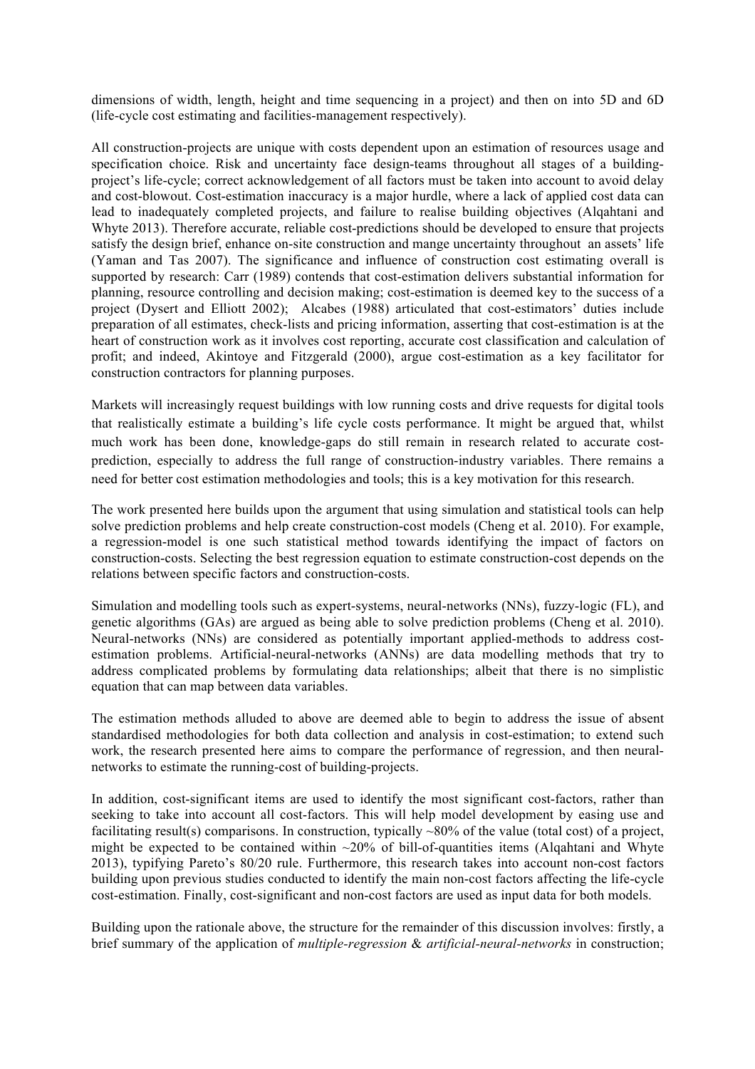dimensions of width, length, height and time sequencing in a project) and then on into 5D and 6D (life-cycle cost estimating and facilities-management respectively).

All construction-projects are unique with costs dependent upon an estimation of resources usage and specification choice. Risk and uncertainty face design-teams throughout all stages of a building-project's life-cycle; correct acknowledgement of all factors must be taken into account to avoid delay and cost-blowout. Cost-estimation inaccuracy is a major hurdle, where a lack of applied cost data can lead to inadequately completed projects, and failure to realise building objectives (Alqahtani and Whyte 2013). Therefore accurate, reliable cost-predictions should be developed to ensure that projects satisfy the design brief, enhance on-site construction and mange uncertainty throughout an assets' life (Yaman and Tas 2007). The significance and influence of construction cost estimating overall is supported by research: Carr (1989) contends that cost-estimation delivers substantial information for planning, resource controlling and decision making; cost-estimation is deemed key to the success of a project (Dysert and Elliott 2002); Alcabes (1988) articulated that cost-estimators' duties include preparation of all estimates, check-lists and pricing information, asserting that cost-estimation is at the heart of construction work as it involves cost reporting, accurate cost classification and calculation of profit; and indeed, Akintoye and Fitzgerald (2000), argue cost-estimation as a key facilitator for construction contractors for planning purposes.

Markets will increasingly request buildings with low running costs and drive requests for digital tools that realistically estimate a building's life cycle costs performance. It might be argued that, whilst much work has been done, knowledge-gaps do still remain in research related to accurate cost-prediction, especially to address the full range of construction-industry variables. There remains a need for better cost estimation methodologies and tools; this is a key motivation for this research.

The work presented here builds upon the argument that using simulation and statistical tools can help solve prediction problems and help create construction-cost models (Cheng et al. 2010). For example, a regression-model is one such statistical method towards identifying the impact of factors on construction-costs. Selecting the best regression equation to estimate construction-cost depends on the relations between specific factors and construction-costs.

Simulation and modelling tools such as expert-systems, neural-networks (NNs), fuzzy-logic (FL), and genetic algorithms (GAs) are argued as being able to solve prediction problems (Cheng et al. 2010). Neural-networks (NNs) are considered as potentially important applied-methods to address cost-estimation problems. Artificial-neural-networks (ANNs) are data modelling methods that try to address complicated problems by formulating data relationships; albeit that there is no simplistic equation that can map between data variables.

The estimation methods alluded to above are deemed able to begin to address the issue of absent standardised methodologies for both data collection and analysis in cost-estimation; to extend such work, the research presented here aims to compare the performance of regression, and then neural-networks to estimate the running-cost of building-projects.

In addition, cost-significant items are used to identify the most significant cost-factors, rather than seeking to take into account all cost-factors. This will help model development by easing use and facilitating result(s) comparisons. In construction, typically ~80% of the value (total cost) of a project, might be expected to be contained within ~20% of bill-of-quantities items (Alqahtani and Whyte 2013), typifying Pareto's 80/20 rule. Furthermore, this research takes into account non-cost factors building upon previous studies conducted to identify the main non-cost factors affecting the life-cycle cost-estimation. Finally, cost-significant and non-cost factors are used as input data for both models.

Building upon the rationale above, the structure for the remainder of this discussion involves: firstly, a brief summary of the application of *multiple-regression* & *artificial-neural-networks* in construction;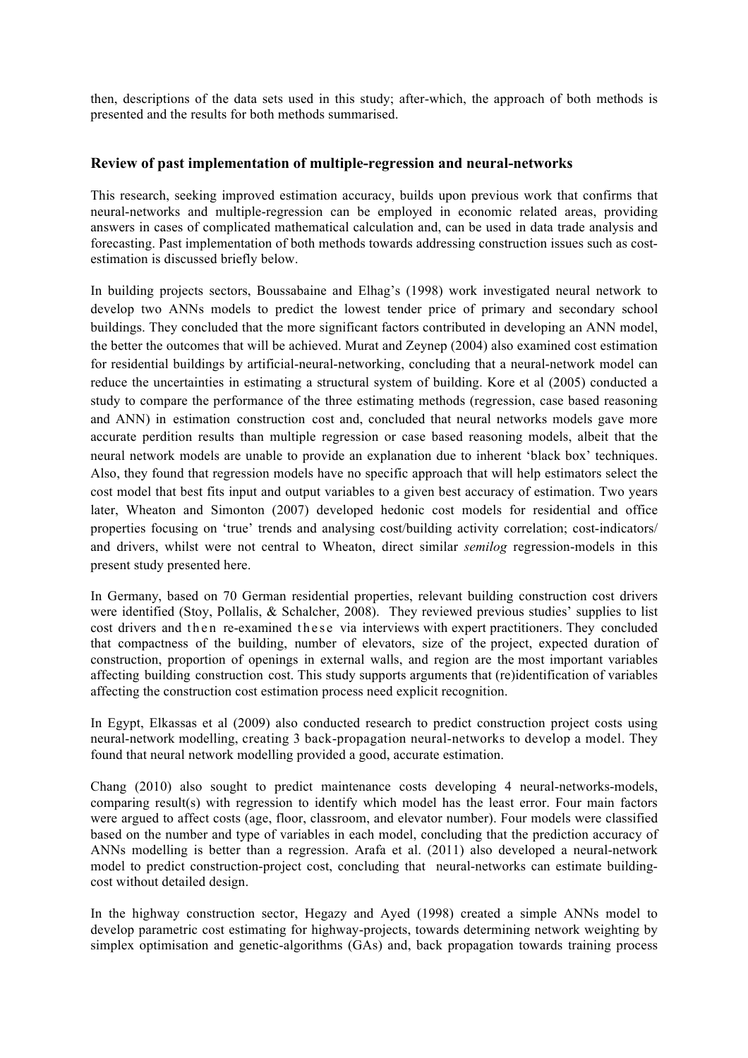then, descriptions of the data sets used in this study; after-which, the approach of both methods is presented and the results for both methods summarised.

## Review of past implementation of multiple-regression and neural-networks

This research, seeking improved estimation accuracy, builds upon previous work that confirms that neural-networks and multiple-regression can be employed in economic related areas, providing answers in cases of complicated mathematical calculation and, can be used in data trade analysis and forecasting. Past implementation of both methods towards addressing construction issues such as cost-estimation is discussed briefly below.

In building projects sectors, Boussabaine and Elhag's (1998) work investigated neural network to develop two ANNs models to predict the lowest tender price of primary and secondary school buildings. They concluded that the more significant factors contributed in developing an ANN model, the better the outcomes that will be achieved. Murat and Zeynep (2004) also examined cost estimation for residential buildings by artificial-neural-networking, concluding that a neural-network model can reduce the uncertainties in estimating a structural system of building. Kore et al (2005) conducted a study to compare the performance of the three estimating methods (regression, case based reasoning and ANN) in estimation construction cost and, concluded that neural networks models gave more accurate perdition results than multiple regression or case based reasoning models, albeit that the neural network models are unable to provide an explanation due to inherent 'black box' techniques. Also, they found that regression models have no specific approach that will help estimators select the cost model that best fits input and output variables to a given best accuracy of estimation. Two years later, Wheaton and Simonton (2007) developed hedonic cost models for residential and office properties focusing on 'true' trends and analysing cost/building activity correlation; cost-indicators/ and drivers, whilst were not central to Wheaton, direct similar *semilog* regression-models in this present study presented here.

In Germany, based on 70 German residential properties, relevant building construction cost drivers were identified (Stoy, Pollalis, & Schalcher, 2008). They reviewed previous studies' supplies to list cost drivers and then re-examined these via interviews with expert practitioners. They concluded that compactness of the building, number of elevators, size of the project, expected duration of construction, proportion of openings in external walls, and region are the most important variables affecting building construction cost. This study supports arguments that (re)identification of variables affecting the construction cost estimation process need explicit recognition.

In Egypt, Elkassas et al (2009) also conducted research to predict construction project costs using neural-network modelling, creating 3 back-propagation neural-networks to develop a model. They found that neural network modelling provided a good, accurate estimation.

Chang (2010) also sought to predict maintenance costs developing 4 neural-networks-models, comparing result(s) with regression to identify which model has the least error. Four main factors were argued to affect costs (age, floor, classroom, and elevator number). Four models were classified based on the number and type of variables in each model, concluding that the prediction accuracy of ANNs modelling is better than a regression. Arafa et al. (2011) also developed a neural-network model to predict construction-project cost, concluding that neural-networks can estimate building-cost without detailed design.

In the highway construction sector, Hegazy and Ayed (1998) created a simple ANNs model to develop parametric cost estimating for highway-projects, towards determining network weighting by simplex optimisation and genetic-algorithms (GAs) and, back propagation towards training process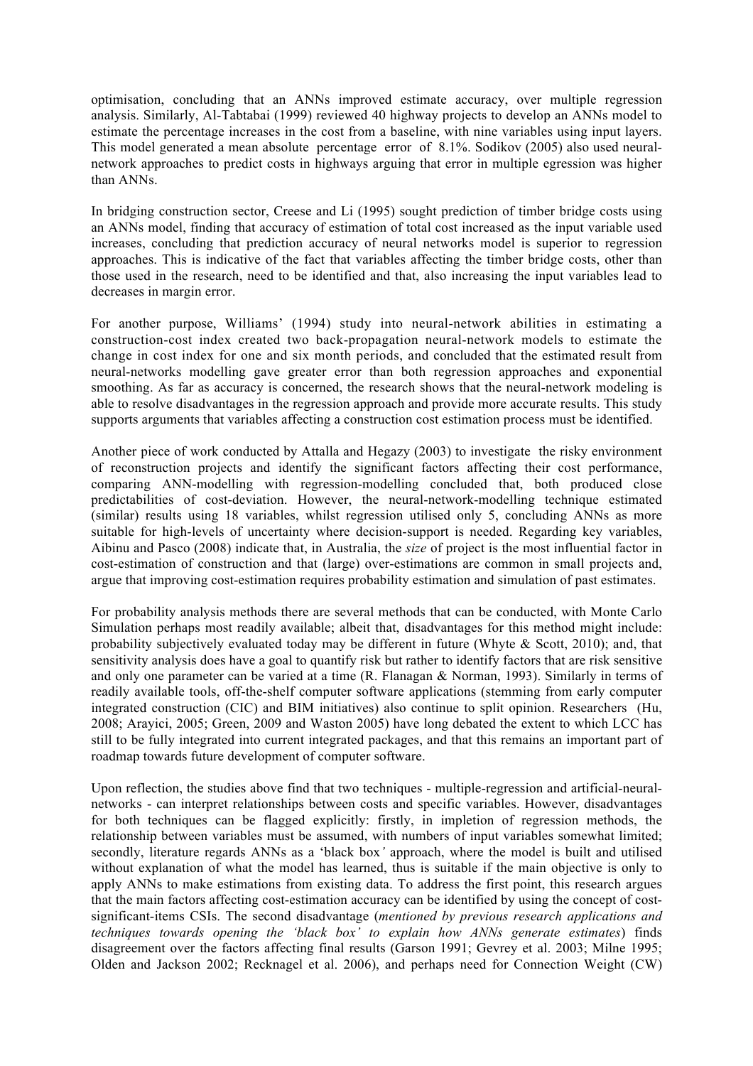optimisation, concluding that an ANNs improved estimate accuracy, over multiple regression analysis. Similarly, Al-Tabtabai (1999) reviewed 40 highway projects to develop an ANNs model to estimate the percentage increases in the cost from a baseline, with nine variables using input layers. This model generated a mean absolute percentage error of 8.1%. Sodikov (2005) also used neural-network approaches to predict costs in highways arguing that error in multiple egression was higher than ANNs.

In bridging construction sector, Creese and Li (1995) sought prediction of timber bridge costs using an ANNs model, finding that accuracy of estimation of total cost increased as the input variable used increases, concluding that prediction accuracy of neural networks model is superior to regression approaches. This is indicative of the fact that variables affecting the timber bridge costs, other than those used in the research, need to be identified and that, also increasing the input variables lead to decreases in margin error.

For another purpose, Williams' (1994) study into neural-network abilities in estimating a construction-cost index created two back-propagation neural-network models to estimate the change in cost index for one and six month periods, and concluded that the estimated result from neural-networks modelling gave greater error than both regression approaches and exponential smoothing. As far as accuracy is concerned, the research shows that the neural-network modeling is able to resolve disadvantages in the regression approach and provide more accurate results. This study supports arguments that variables affecting a construction cost estimation process must be identified.

Another piece of work conducted by Attalla and Hegazy (2003) to investigate the risky environment of reconstruction projects and identify the significant factors affecting their cost performance, comparing ANN-modelling with regression-modelling concluded that, both produced close predictabilities of cost-deviation. However, the neural-network-modelling technique estimated (similar) results using 18 variables, whilst regression utilised only 5, concluding ANNs as more suitable for high-levels of uncertainty where decision-support is needed. Regarding key variables, Aibinu and Pasco (2008) indicate that, in Australia, the *size* of project is the most influential factor in cost-estimation of construction and that (large) over-estimations are common in small projects and, argue that improving cost-estimation requires probability estimation and simulation of past estimates.

For probability analysis methods there are several methods that can be conducted, with Monte Carlo Simulation perhaps most readily available; albeit that, disadvantages for this method might include: probability subjectively evaluated today may be different in future (Whyte & Scott, 2010); and, that sensitivity analysis does have a goal to quantify risk but rather to identify factors that are risk sensitive and only one parameter can be varied at a time (R. Flanagan & Norman, 1993). Similarly in terms of readily available tools, off-the-shelf computer software applications (stemming from early computer integrated construction (CIC) and BIM initiatives) also continue to split opinion. Researchers (Hu, 2008; Arayici, 2005; Green, 2009 and Waston 2005) have long debated the extent to which LCC has still to be fully integrated into current integrated packages, and that this remains an important part of roadmap towards future development of computer software.

Upon reflection, the studies above find that two techniques - multiple-regression and artificial-neural-networks - can interpret relationships between costs and specific variables. However, disadvantages for both techniques can be flagged explicitly: firstly, in impletion of regression methods, the relationship between variables must be assumed, with numbers of input variables somewhat limited; secondly, literature regards ANNs as a 'black box*'* approach, where the model is built and utilised without explanation of what the model has learned, thus is suitable if the main objective is only to apply ANNs to make estimations from existing data. To address the first point, this research argues that the main factors affecting cost-estimation accuracy can be identified by using the concept of cost-significant-items CSIs. The second disadvantage (*mentioned by previous research applications and techniques towards opening the 'black box' to explain how ANNs generate estimates*) finds disagreement over the factors affecting final results (Garson 1991; Gevrey et al. 2003; Milne 1995; Olden and Jackson 2002; Recknagel et al. 2006), and perhaps need for Connection Weight (CW)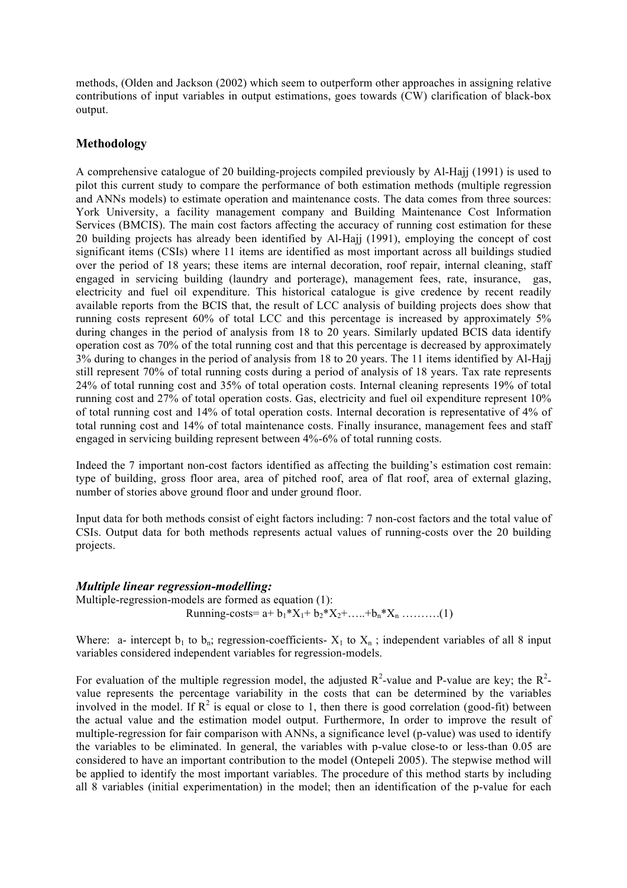methods, (Olden and Jackson (2002) which seem to outperform other approaches in assigning relative contributions of input variables in output estimations, goes towards (CW) clarification of black-box output.

## Methodology

A comprehensive catalogue of 20 building-projects compiled previously by Al-Hajj (1991) is used to pilot this current study to compare the performance of both estimation methods (multiple regression and ANNs models) to estimate operation and maintenance costs. The data comes from three sources: York University, a facility management company and Building Maintenance Cost Information Services (BMCIS). The main cost factors affecting the accuracy of running cost estimation for these 20 building projects has already been identified by Al-Hajj (1991), employing the concept of cost significant items (CSIs) where 11 items are identified as most important across all buildings studied over the period of 18 years; these items are internal decoration, roof repair, internal cleaning, staff engaged in servicing building (laundry and porterage), management fees, rate, insurance, gas, electricity and fuel oil expenditure. This historical catalogue is give credence by recent readily available reports from the BCIS that, the result of LCC analysis of building projects does show that running costs represent 60% of total LCC and this percentage is increased by approximately 5% during changes in the period of analysis from 18 to 20 years. Similarly updated BCIS data identify operation cost as 70% of the total running cost and that this percentage is decreased by approximately 3% during to changes in the period of analysis from 18 to 20 years. The 11 items identified by Al-Hajj still represent 70% of total running costs during a period of analysis of 18 years. Tax rate represents 24% of total running cost and 35% of total operation costs. Internal cleaning represents 19% of total running cost and 27% of total operation costs. Gas, electricity and fuel oil expenditure represent 10% of total running cost and 14% of total operation costs. Internal decoration is representative of 4% of total running cost and 14% of total maintenance costs. Finally insurance, management fees and staff engaged in servicing building represent between 4%-6% of total running costs.

Indeed the 7 important non-cost factors identified as affecting the building's estimation cost remain: type of building, gross floor area, area of pitched roof, area of flat roof, area of external glazing, number of stories above ground floor and under ground floor.

Input data for both methods consist of eight factors including: 7 non-cost factors and the total value of CSIs. Output data for both methods represents actual values of running-costs over the 20 building projects.

### *Multiple linear regression-modelling:*

Multiple-regression-models are formed as equation (1):

$$\text{Running-costs} = a + b_1 * X_1 + b_2 * X_2 + \ldots + b_n * X_n \quad \ldots\ldots\ldots\ldots(1)$$

Where: a- intercept $b_1$ to $b_n$; regression-coefficients- $X_1$ to $X_n$ ; independent variables of all 8 input variables considered independent variables for regression-models.

For evaluation of the multiple regression model, the adjusted $R^2$-value and P-value are key; the $R^2$-value represents the percentage variability in the costs that can be determined by the variables involved in the model. If $R^2$ is equal or close to 1, then there is good correlation (good-fit) between the actual value and the estimation model output. Furthermore, In order to improve the result of multiple-regression for fair comparison with ANNs, a significance level (p-value) was used to identify the variables to be eliminated. In general, the variables with p-value close-to or less-than 0.05 are considered to have an important contribution to the model (Ontepeli 2005). The stepwise method will be applied to identify the most important variables. The procedure of this method starts by including all 8 variables (initial experimentation) in the model; then an identification of the p-value for each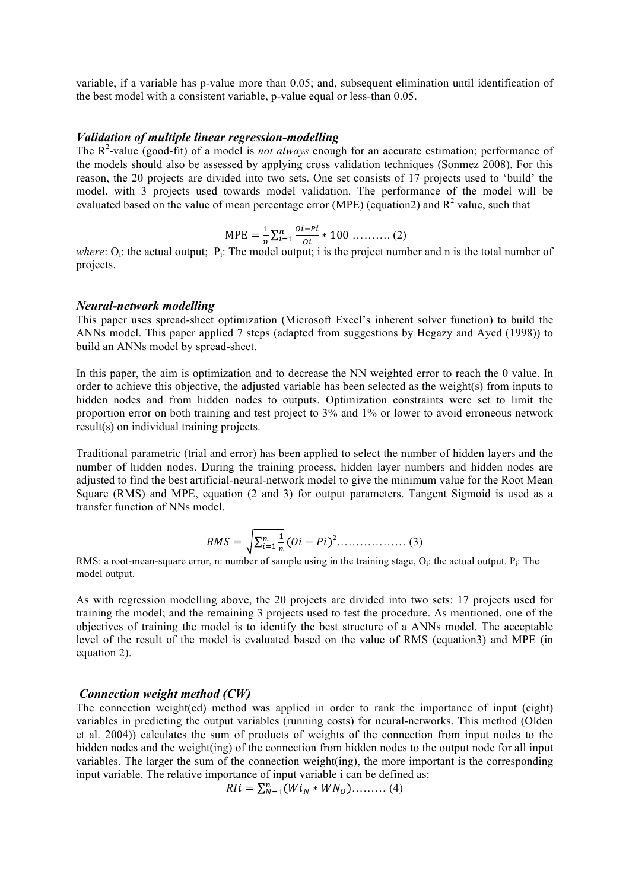variable, if a variable has p-value more than 0.05; and, subsequent elimination until identification of the best model with a consistent variable, p-value equal or less-than 0.05.

### *Validation of multiple linear regression-modelling*

The $R^2$-value (good-fit) of a model is *not always* enough for an accurate estimation; performance of the models should also be assessed by applying cross validation techniques (Sonmez 2008). For this reason, the 20 projects are divided into two sets. One set consists of 17 projects used to 'build' the model, with 3 projects used towards model validation. The performance of the model will be evaluated based on the value of mean percentage error (MPE) (equation2) and $R^2$ value, such that

$$\text{MPE} = \frac{1}{n}\sum_{i=1}^{n}\frac{Oi-Pi}{Oi} * 100 \;\dots\dots\dots\; (2)$$

*where*: $O_i$: the actual output; $P_i$: The model output; i is the project number and n is the total number of projects.

### *Neural-network modelling*

This paper uses spread-sheet optimization (Microsoft Excel's inherent solver function) to build the ANNs model. This paper applied 7 steps (adapted from suggestions by Hegazy and Ayed (1998)) to build an ANNs model by spread-sheet.

In this paper, the aim is optimization and to decrease the NN weighted error to reach the 0 value. In order to achieve this objective, the adjusted variable has been selected as the weight(s) from inputs to hidden nodes and from hidden nodes to outputs. Optimization constraints were set to limit the proportion error on both training and test project to 3% and 1% or lower to avoid erroneous network result(s) on individual training projects.

Traditional parametric (trial and error) has been applied to select the number of hidden layers and the number of hidden nodes. During the training process, hidden layer numbers and hidden nodes are adjusted to find the best artificial-neural-network model to give the minimum value for the Root Mean Square (RMS) and MPE, equation (2 and 3) for output parameters. Tangent Sigmoid is used as a transfer function of NNs model.

$$RMS = \sqrt{\sum_{i=1}^{n}\frac{1}{n}(Oi - Pi)^2}\dots\dots\dots\dots\dots\dots\; (3)$$

RMS: a root-mean-square error, n: number of sample using in the training stage, $O_i$: the actual output. $P_i$: The model output.

As with regression modelling above, the 20 projects are divided into two sets: 17 projects used for training the model; and the remaining 3 projects used to test the procedure. As mentioned, one of the objectives of training the model is to identify the best structure of a ANNs model. The acceptable level of the result of the model is evaluated based on the value of RMS (equation3) and MPE (in equation 2).

### *Connection weight method (CW)*

The connection weight(ed) method was applied in order to rank the importance of input (eight) variables in predicting the output variables (running costs) for neural-networks. This method (Olden et al. 2004)) calculates the sum of products of weights of the connection from input nodes to the hidden nodes and the weight(ing) of the connection from hidden nodes to the output node for all input variables. The larger the sum of the connection weight(ing), the more important is the corresponding input variable. The relative importance of input variable i can be defined as:

$$RIi = \sum_{N=1}^{n}(Wi_N * WN_O)\dots\dots\dots\; (4)$$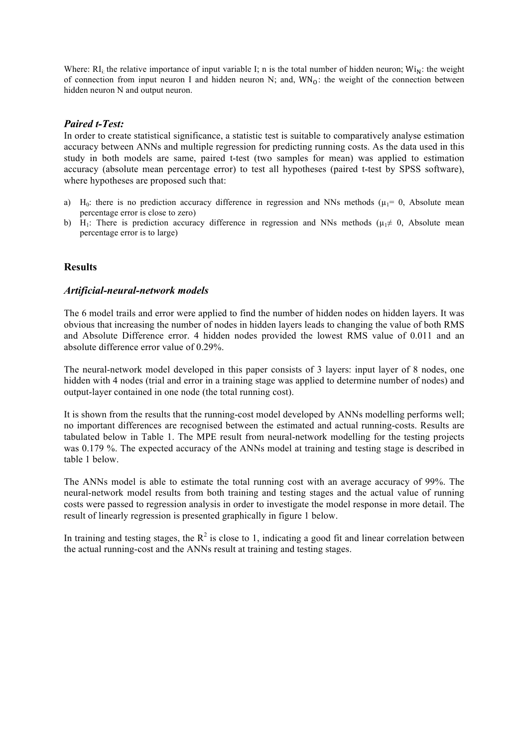Where: $RI_i$: the relative importance of input variable I; n is the total number of hidden neuron; $Wi_N$: the weight of connection from input neuron I and hidden neuron N; and, $WN_O$: the weight of the connection between hidden neuron N and output neuron.

### *Paired t-Test:*

In order to create statistical significance, a statistic test is suitable to comparatively analyse estimation accuracy between ANNs and multiple regression for predicting running costs. As the data used in this study in both models are same, paired t-test (two samples for mean) was applied to estimation accuracy (absolute mean percentage error) to test all hypotheses (paired t-test by SPSS software), where hypotheses are proposed such that:

a) $H_0$: there is no prediction accuracy difference in regression and NNs methods ($\mu_1 = 0$, Absolute mean percentage error is close to zero)
b) $H_1$: There is prediction accuracy difference in regression and NNs methods ($\mu_1 \neq 0$, Absolute mean percentage error is to large)

## Results

### *Artificial-neural-network models*

The 6 model trails and error were applied to find the number of hidden nodes on hidden layers. It was obvious that increasing the number of nodes in hidden layers leads to changing the value of both RMS and Absolute Difference error. 4 hidden nodes provided the lowest RMS value of 0.011 and an absolute difference error value of 0.29%.

The neural-network model developed in this paper consists of 3 layers: input layer of 8 nodes, one hidden with 4 nodes (trial and error in a training stage was applied to determine number of nodes) and output-layer contained in one node (the total running cost).

It is shown from the results that the running-cost model developed by ANNs modelling performs well; no important differences are recognised between the estimated and actual running-costs. Results are tabulated below in Table 1. The MPE result from neural-network modelling for the testing projects was 0.179 %. The expected accuracy of the ANNs model at training and testing stage is described in table 1 below.

The ANNs model is able to estimate the total running cost with an average accuracy of 99%. The neural-network model results from both training and testing stages and the actual value of running costs were passed to regression analysis in order to investigate the model response in more detail. The result of linearly regression is presented graphically in figure 1 below.

In training and testing stages, the $R^2$ is close to 1, indicating a good fit and linear correlation between the actual running-cost and the ANNs result at training and testing stages.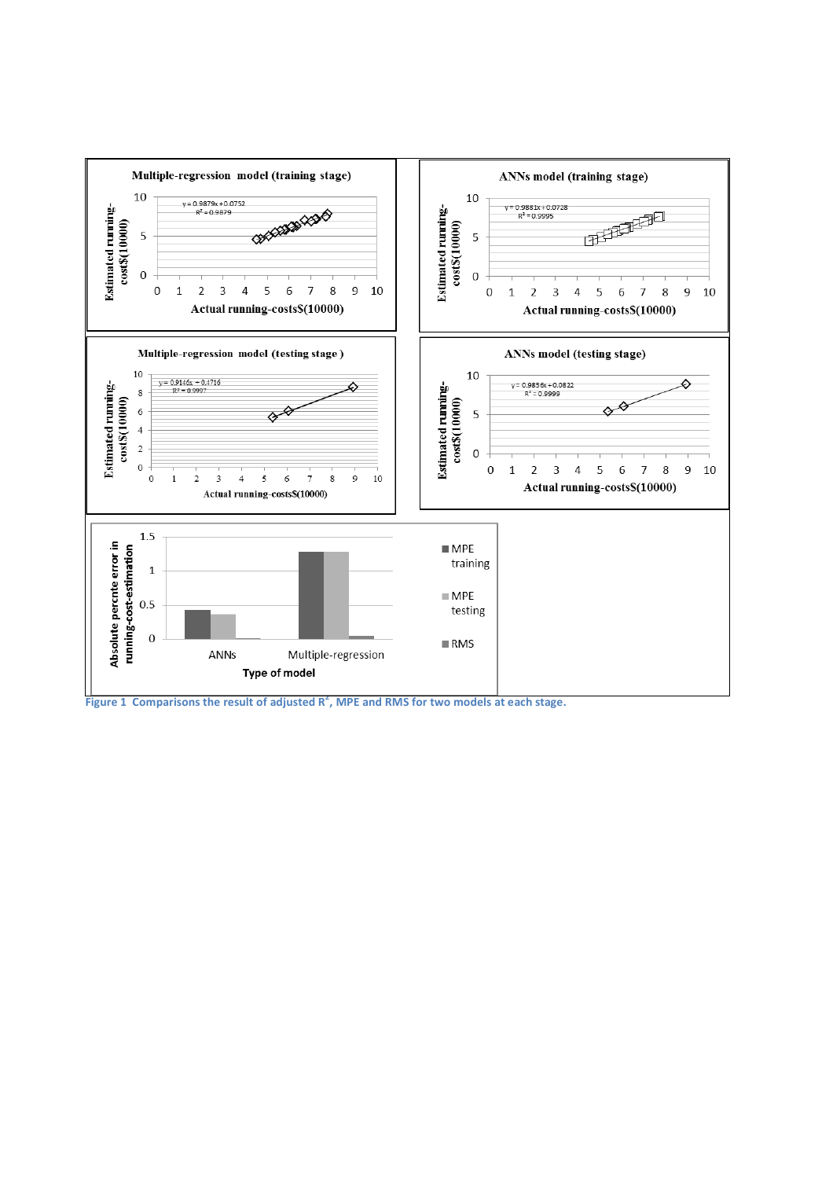Figure 1 Comparisons the result of adjusted $R^2$, MPE and RMS for two models at each stage.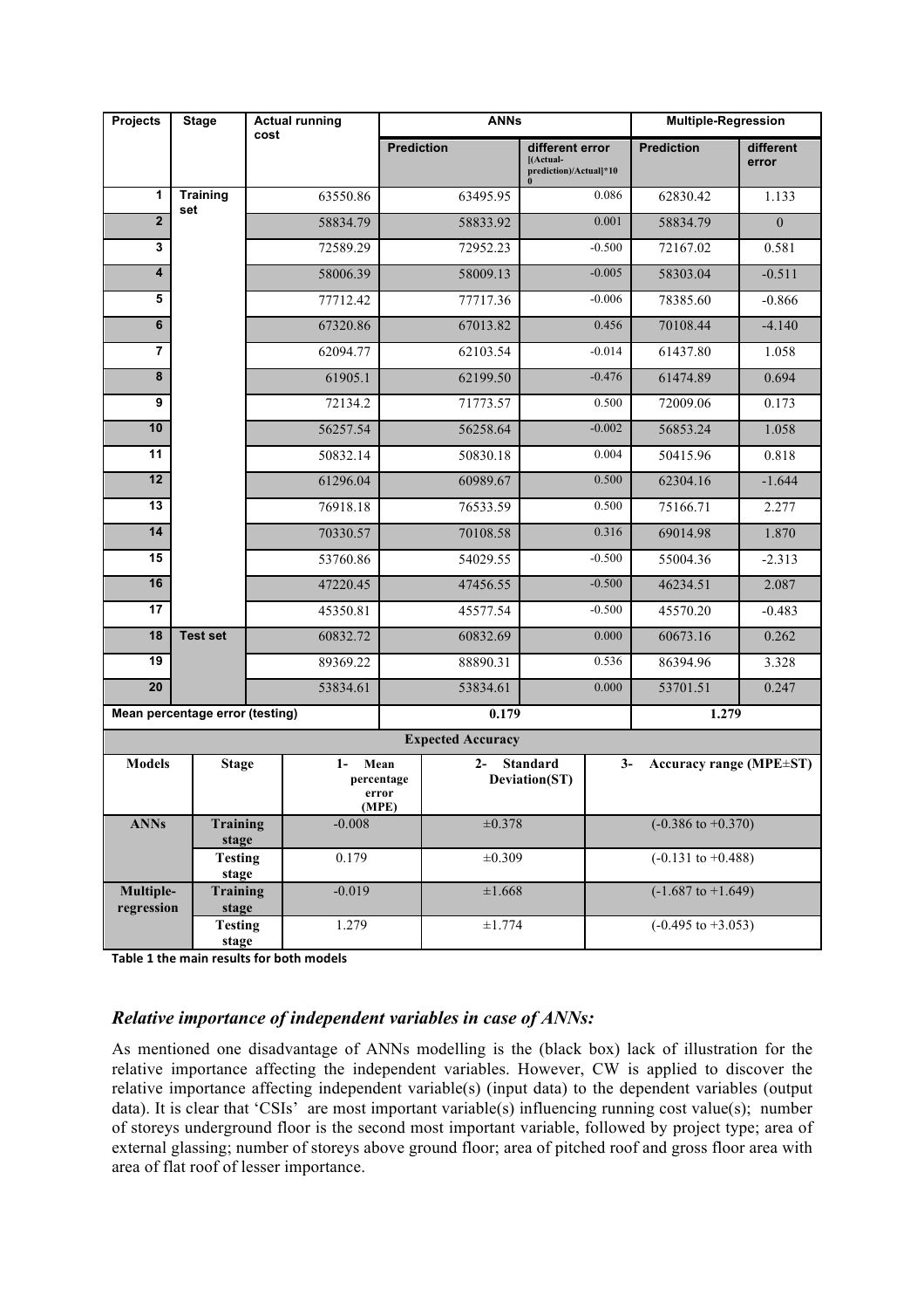| Projects | Stage | Actual running cost | ANNs | | Multiple-Regression | |
|---|---|---|---|---|---|---|
| | | | Prediction | different error [(Actual-prediction)/Actual]*100 | Prediction | different error |
| 1 | Training set | 63550.86 | 63495.95 | 0.086 | 62830.42 | 1.133 |
| 2 | | 58834.79 | 58833.92 | 0.001 | 58834.79 | 0 |
| 3 | | 72589.29 | 72952.23 | -0.500 | 72167.02 | 0.581 |
| 4 | | 58006.39 | 58009.13 | -0.005 | 58303.04 | -0.511 |
| 5 | | 77712.42 | 77717.36 | -0.006 | 78385.60 | -0.866 |
| 6 | | 67320.86 | 67013.82 | 0.456 | 70108.44 | -4.140 |
| 7 | | 62094.77 | 62103.54 | -0.014 | 61437.80 | 1.058 |
| 8 | | 61905.1 | 62199.50 | -0.476 | 61474.89 | 0.694 |
| 9 | | 72134.2 | 71773.57 | 0.500 | 72009.06 | 0.173 |
| 10 | | 56257.54 | 56258.64 | -0.002 | 56853.24 | 1.058 |
| 11 | | 50832.14 | 50830.18 | 0.004 | 50415.96 | 0.818 |
| 12 | | 61296.04 | 60989.67 | 0.500 | 62304.16 | -1.644 |
| 13 | | 76918.18 | 76533.59 | 0.500 | 75166.71 | 2.277 |
| 14 | | 70330.57 | 70108.58 | 0.316 | 69014.98 | 1.870 |
| 15 | | 53760.86 | 54029.55 | -0.500 | 55004.36 | -2.313 |
| 16 | | 47220.45 | 47456.55 | -0.500 | 46234.51 | 2.087 |
| 17 | | 45350.81 | 45577.54 | -0.500 | 45570.20 | -0.483 |
| 18 | Test set | 60832.72 | 60832.69 | 0.000 | 60673.16 | 0.262 |
| 19 | | 89369.22 | 88890.31 | 0.536 | 86394.96 | 3.328 |
| 20 | | 53834.61 | 53834.61 | 0.000 | 53701.51 | 0.247 |
| Mean percentage error (testing) | | | 0.179 | | 1.279 | |

| Expected Accuracy | | | | |
|---|---|---|---|---|
| Models | Stage | 1- Mean percentage error (MPE) | 2- Standard Deviation(ST) | 3- Accuracy range (MPE±ST) |
| ANNs | Training stage | -0.008 | ±0.378 | (-0.386 to +0.370) |
| | Testing stage | 0.179 | ±0.309 | (-0.131 to +0.488) |
| Multiple-regression | Training stage | -0.019 | ±1.668 | (-1.687 to +1.649) |
| | Testing stage | 1.279 | ±1.774 | (-0.495 to +3.053) |

**Table 1 the main results for both models**

### *Relative importance of independent variables in case of ANNs:*

As mentioned one disadvantage of ANNs modelling is the (black box) lack of illustration for the relative importance affecting the independent variables. However, CW is applied to discover the relative importance affecting independent variable(s) (input data) to the dependent variables (output data). It is clear that 'CSIs' are most important variable(s) influencing running cost value(s); number of storeys underground floor is the second most important variable, followed by project type; area of external glassing; number of storeys above ground floor; area of pitched roof and gross floor area with area of flat roof of lesser importance.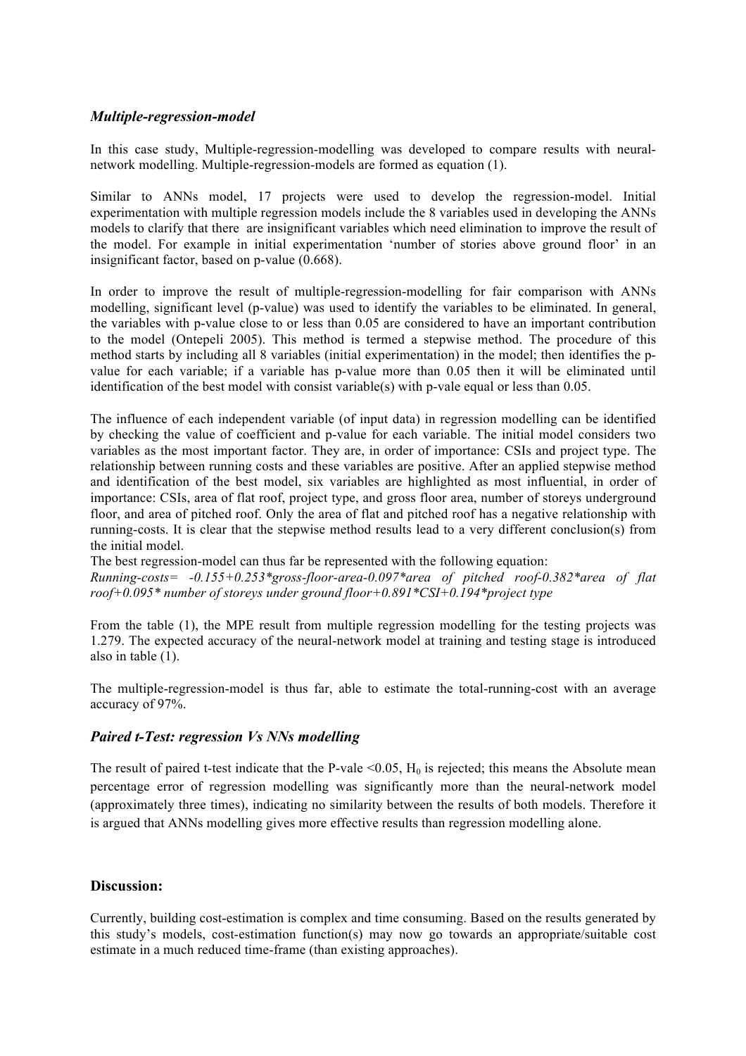### *Multiple-regression-model*

In this case study, Multiple-regression-modelling was developed to compare results with neural-network modelling. Multiple-regression-models are formed as equation (1).

Similar to ANNs model, 17 projects were used to develop the regression-model. Initial experimentation with multiple regression models include the 8 variables used in developing the ANNs models to clarify that there are insignificant variables which need elimination to improve the result of the model. For example in initial experimentation 'number of stories above ground floor' in an insignificant factor, based on p-value (0.668).

In order to improve the result of multiple-regression-modelling for fair comparison with ANNs modelling, significant level (p-value) was used to identify the variables to be eliminated. In general, the variables with p-value close to or less than 0.05 are considered to have an important contribution to the model (Ontepeli 2005). This method is termed a stepwise method. The procedure of this method starts by including all 8 variables (initial experimentation) in the model; then identifies the p-value for each variable; if a variable has p-value more than 0.05 then it will be eliminated until identification of the best model with consist variable(s) with p-vale equal or less than 0.05.

The influence of each independent variable (of input data) in regression modelling can be identified by checking the value of coefficient and p-value for each variable. The initial model considers two variables as the most important factor. They are, in order of importance: CSIs and project type. The relationship between running costs and these variables are positive. After an applied stepwise method and identification of the best model, six variables are highlighted as most influential, in order of importance: CSIs, area of flat roof, project type, and gross floor area, number of storeys underground floor, and area of pitched roof. Only the area of flat and pitched roof has a negative relationship with running-costs. It is clear that the stepwise method results lead to a very different conclusion(s) from the initial model.

The best regression-model can thus far be represented with the following equation:

*Running-costs= -0.155+0.253\*gross-floor-area-0.097\*area of pitched roof-0.382\*area of flat roof+0.095\* number of storeys under ground floor+0.891\*CSI+0.194\*project type*

From the table (1), the MPE result from multiple regression modelling for the testing projects was 1.279. The expected accuracy of the neural-network model at training and testing stage is introduced also in table (1).

The multiple-regression-model is thus far, able to estimate the total-running-cost with an average accuracy of 97%.

### *Paired t-Test: regression Vs NNs modelling*

The result of paired t-test indicate that the P-vale <0.05, $H_0$ is rejected; this means the Absolute mean percentage error of regression modelling was significantly more than the neural-network model (approximately three times), indicating no similarity between the results of both models. Therefore it is argued that ANNs modelling gives more effective results than regression modelling alone.

## Discussion:

Currently, building cost-estimation is complex and time consuming. Based on the results generated by this study's models, cost-estimation function(s) may now go towards an appropriate/suitable cost estimate in a much reduced time-frame (than existing approaches).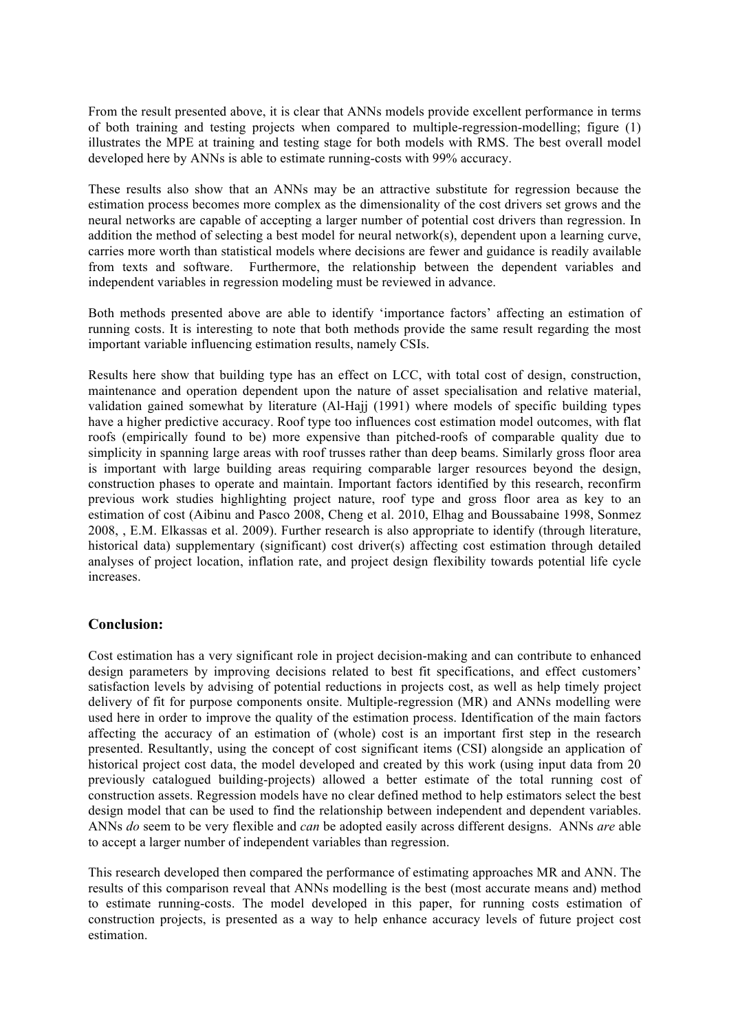From the result presented above, it is clear that ANNs models provide excellent performance in terms of both training and testing projects when compared to multiple-regression-modelling; figure (1) illustrates the MPE at training and testing stage for both models with RMS. The best overall model developed here by ANNs is able to estimate running-costs with 99% accuracy.

These results also show that an ANNs may be an attractive substitute for regression because the estimation process becomes more complex as the dimensionality of the cost drivers set grows and the neural networks are capable of accepting a larger number of potential cost drivers than regression. In addition the method of selecting a best model for neural network(s), dependent upon a learning curve, carries more worth than statistical models where decisions are fewer and guidance is readily available from texts and software. Furthermore, the relationship between the dependent variables and independent variables in regression modeling must be reviewed in advance.

Both methods presented above are able to identify 'importance factors' affecting an estimation of running costs. It is interesting to note that both methods provide the same result regarding the most important variable influencing estimation results, namely CSIs.

Results here show that building type has an effect on LCC, with total cost of design, construction, maintenance and operation dependent upon the nature of asset specialisation and relative material, validation gained somewhat by literature (Al-Hajj (1991) where models of specific building types have a higher predictive accuracy. Roof type too influences cost estimation model outcomes, with flat roofs (empirically found to be) more expensive than pitched-roofs of comparable quality due to simplicity in spanning large areas with roof trusses rather than deep beams. Similarly gross floor area is important with large building areas requiring comparable larger resources beyond the design, construction phases to operate and maintain. Important factors identified by this research, reconfirm previous work studies highlighting project nature, roof type and gross floor area as key to an estimation of cost (Aibinu and Pasco 2008, Cheng et al. 2010, Elhag and Boussabaine 1998, Sonmez 2008, , E.M. Elkassas et al. 2009). Further research is also appropriate to identify (through literature, historical data) supplementary (significant) cost driver(s) affecting cost estimation through detailed analyses of project location, inflation rate, and project design flexibility towards potential life cycle increases.

## Conclusion:

Cost estimation has a very significant role in project decision-making and can contribute to enhanced design parameters by improving decisions related to best fit specifications, and effect customers' satisfaction levels by advising of potential reductions in projects cost, as well as help timely project delivery of fit for purpose components onsite. Multiple-regression (MR) and ANNs modelling were used here in order to improve the quality of the estimation process. Identification of the main factors affecting the accuracy of an estimation of (whole) cost is an important first step in the research presented. Resultantly, using the concept of cost significant items (CSI) alongside an application of historical project cost data, the model developed and created by this work (using input data from 20 previously catalogued building-projects) allowed a better estimate of the total running cost of construction assets. Regression models have no clear defined method to help estimators select the best design model that can be used to find the relationship between independent and dependent variables. ANNs *do* seem to be very flexible and *can* be adopted easily across different designs. ANNs *are* able to accept a larger number of independent variables than regression.

This research developed then compared the performance of estimating approaches MR and ANN. The results of this comparison reveal that ANNs modelling is the best (most accurate means and) method to estimate running-costs. The model developed in this paper, for running costs estimation of construction projects, is presented as a way to help enhance accuracy levels of future project cost estimation.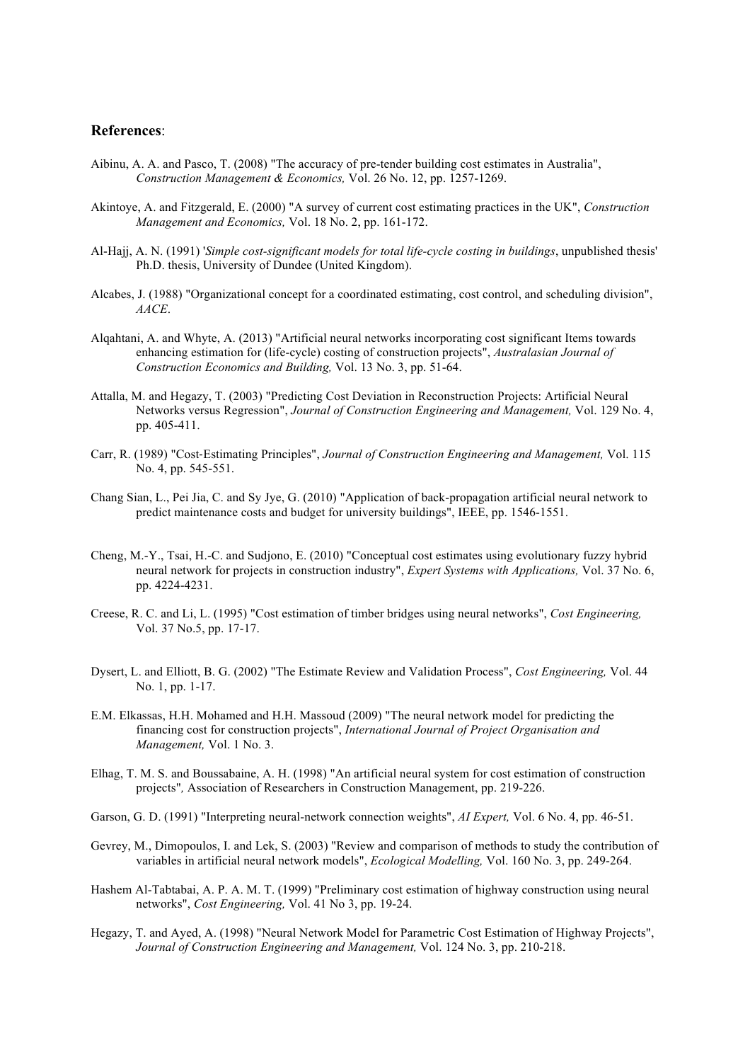**References**:

Aibinu, A. A. and Pasco, T. (2008) "The accuracy of pre-tender building cost estimates in Australia", *Construction Management & Economics,* Vol. 26 No. 12, pp. 1257-1269.

Akintoye, A. and Fitzgerald, E. (2000) "A survey of current cost estimating practices in the UK", *Construction Management and Economics,* Vol. 18 No. 2, pp. 161-172.

Al-Hajj, A. N. (1991) '*Simple cost-significant models for total life-cycle costing in buildings*, unpublished thesis' Ph.D. thesis, University of Dundee (United Kingdom).

Alcabes, J. (1988) "Organizational concept for a coordinated estimating, cost control, and scheduling division", *AACE*.

Alqahtani, A. and Whyte, A. (2013) "Artificial neural networks incorporating cost significant Items towards enhancing estimation for (life-cycle) costing of construction projects", *Australasian Journal of Construction Economics and Building,* Vol. 13 No. 3, pp. 51-64.

Attalla, M. and Hegazy, T. (2003) "Predicting Cost Deviation in Reconstruction Projects: Artificial Neural Networks versus Regression", *Journal of Construction Engineering and Management,* Vol. 129 No. 4, pp. 405-411.

Carr, R. (1989) "Cost-Estimating Principles", *Journal of Construction Engineering and Management,* Vol. 115 No. 4, pp. 545-551.

Chang Sian, L., Pei Jia, C. and Sy Jye, G. (2010) "Application of back-propagation artificial neural network to predict maintenance costs and budget for university buildings", IEEE, pp. 1546-1551.

Cheng, M.-Y., Tsai, H.-C. and Sudjono, E. (2010) "Conceptual cost estimates using evolutionary fuzzy hybrid neural network for projects in construction industry", *Expert Systems with Applications,* Vol. 37 No. 6, pp. 4224-4231.

Creese, R. C. and Li, L. (1995) "Cost estimation of timber bridges using neural networks", *Cost Engineering,* Vol. 37 No.5, pp. 17-17.

Dysert, L. and Elliott, B. G. (2002) "The Estimate Review and Validation Process", *Cost Engineering,* Vol. 44 No. 1, pp. 1-17.

E.M. Elkassas, H.H. Mohamed and H.H. Massoud (2009) "The neural network model for predicting the financing cost for construction projects", *International Journal of Project Organisation and Management,* Vol. 1 No. 3.

Elhag, T. M. S. and Boussabaine, A. H. (1998) "An artificial neural system for cost estimation of construction projects"*,* Association of Researchers in Construction Management, pp. 219-226.

Garson, G. D. (1991) "Interpreting neural-network connection weights", *AI Expert,* Vol. 6 No. 4, pp. 46-51.

Gevrey, M., Dimopoulos, I. and Lek, S. (2003) "Review and comparison of methods to study the contribution of variables in artificial neural network models", *Ecological Modelling,* Vol. 160 No. 3, pp. 249-264.

Hashem Al-Tabtabai, A. P. A. M. T. (1999) "Preliminary cost estimation of highway construction using neural networks", *Cost Engineering,* Vol. 41 No 3, pp. 19-24.

Hegazy, T. and Ayed, A. (1998) "Neural Network Model for Parametric Cost Estimation of Highway Projects", *Journal of Construction Engineering and Management,* Vol. 124 No. 3, pp. 210-218.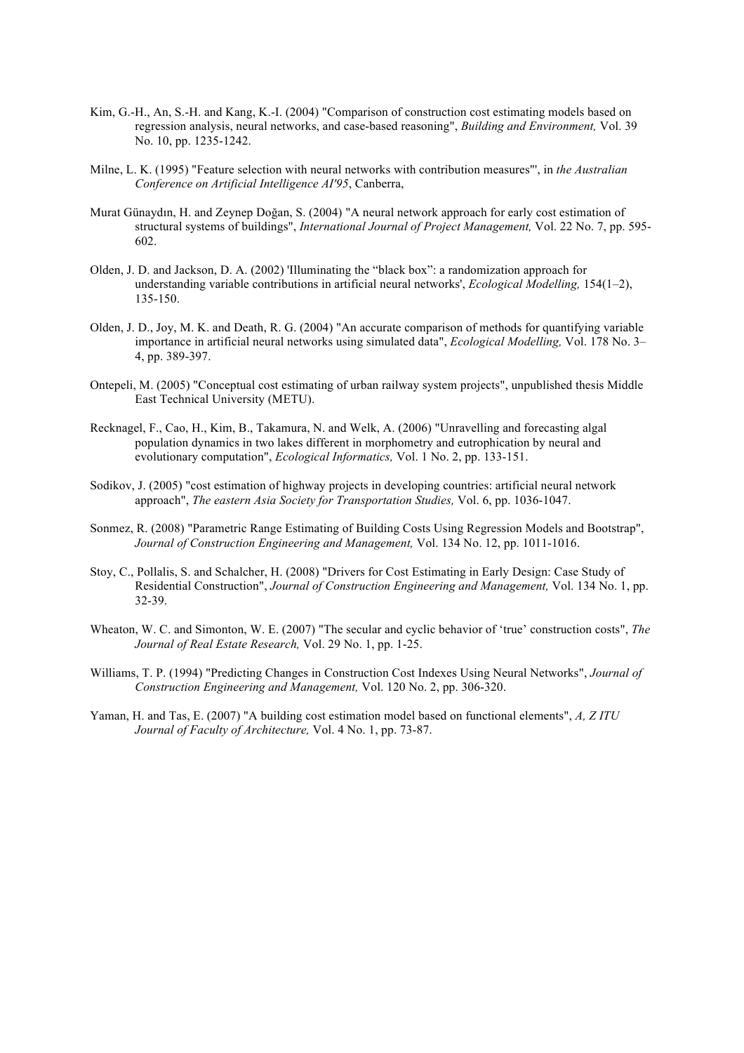Kim, G.-H., An, S.-H. and Kang, K.-I. (2004) "Comparison of construction cost estimating models based on regression analysis, neural networks, and case-based reasoning", *Building and Environment,* Vol. 39 No. 10, pp. 1235-1242.

Milne, L. K. (1995) "Feature selection with neural networks with contribution measures"', in *the Australian Conference on Artificial Intelligence AI'95*, Canberra,

Murat Günaydın, H. and Zeynep Doğan, S. (2004) "A neural network approach for early cost estimation of structural systems of buildings", *International Journal of Project Management,* Vol. 22 No. 7, pp. 595-602.

Olden, J. D. and Jackson, D. A. (2002) 'Illuminating the "black box": a randomization approach for understanding variable contributions in artificial neural networks', *Ecological Modelling,* 154(1–2), 135-150.

Olden, J. D., Joy, M. K. and Death, R. G. (2004) "An accurate comparison of methods for quantifying variable importance in artificial neural networks using simulated data", *Ecological Modelling,* Vol. 178 No. 3–4, pp. 389-397.

Ontepeli, M. (2005) "Conceptual cost estimating of urban railway system projects", unpublished thesis Middle East Technical University (METU).

Recknagel, F., Cao, H., Kim, B., Takamura, N. and Welk, A. (2006) "Unravelling and forecasting algal population dynamics in two lakes different in morphometry and eutrophication by neural and evolutionary computation", *Ecological Informatics,* Vol. 1 No. 2, pp. 133-151.

Sodikov, J. (2005) "cost estimation of highway projects in developing countries: artificial neural network approach", *The eastern Asia Society for Transportation Studies,* Vol. 6, pp. 1036-1047.

Sonmez, R. (2008) "Parametric Range Estimating of Building Costs Using Regression Models and Bootstrap", *Journal of Construction Engineering and Management,* Vol. 134 No. 12, pp. 1011-1016.

Stoy, C., Pollalis, S. and Schalcher, H. (2008) "Drivers for Cost Estimating in Early Design: Case Study of Residential Construction", *Journal of Construction Engineering and Management,* Vol. 134 No. 1, pp. 32-39.

Wheaton, W. C. and Simonton, W. E. (2007) "The secular and cyclic behavior of 'true' construction costs", *The Journal of Real Estate Research,* Vol. 29 No. 1, pp. 1-25.

Williams, T. P. (1994) "Predicting Changes in Construction Cost Indexes Using Neural Networks", *Journal of Construction Engineering and Management,* Vol. 120 No. 2, pp. 306-320.

Yaman, H. and Tas, E. (2007) "A building cost estimation model based on functional elements", *A, Z ITU Journal of Faculty of Architecture,* Vol. 4 No. 1, pp. 73-87.